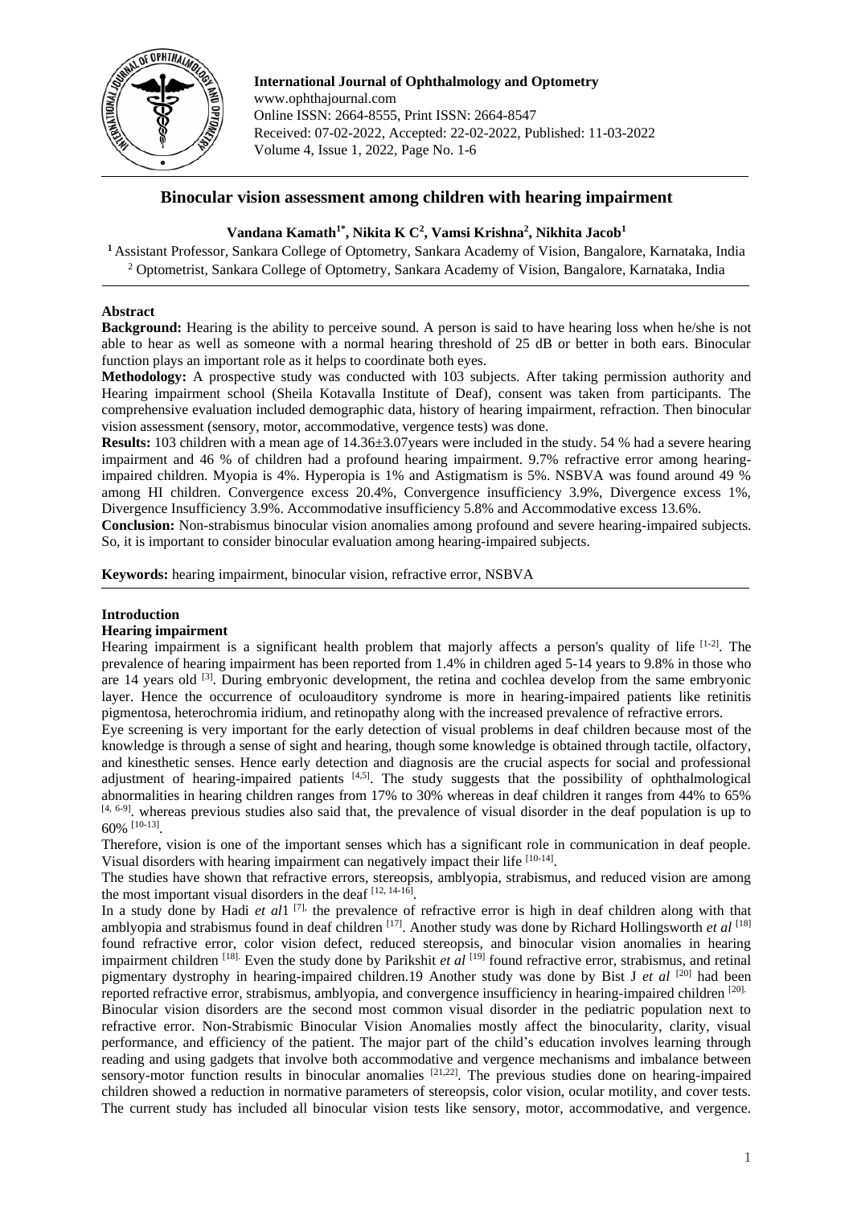**International Journal of Ophthalmology and Optometry**
www.ophthajournal.com
Online ISSN: 2664-8555, Print ISSN: 2664-8547
Received: 07-02-2022, Accepted: 22-02-2022, Published: 11-03-2022
Volume 4, Issue 1, 2022, Page No. 1-6

# Binocular vision assessment among children with hearing impairment

**Vandana Kamath[1*], Nikita K C[2], Vamsi Krishna[2], Nikhita Jacob[1]**

[1] Assistant Professor, Sankara College of Optometry, Sankara Academy of Vision, Bangalore, Karnataka, India
[2] Optometrist, Sankara College of Optometry, Sankara Academy of Vision, Bangalore, Karnataka, India

## Abstract

**Background:** Hearing is the ability to perceive sound. A person is said to have hearing loss when he/she is not able to hear as well as someone with a normal hearing threshold of 25 dB or better in both ears. Binocular function plays an important role as it helps to coordinate both eyes.

**Methodology:** A prospective study was conducted with 103 subjects. After taking permission authority and Hearing impairment school (Sheila Kotavalla Institute of Deaf), consent was taken from participants. The comprehensive evaluation included demographic data, history of hearing impairment, refraction. Then binocular vision assessment (sensory, motor, accommodative, vergence tests) was done.

**Results:** 103 children with a mean age of 14.36±3.07years were included in the study. 54 % had a severe hearing impairment and 46 % of children had a profound hearing impairment. 9.7% refractive error among hearing-impaired children. Myopia is 4%. Hyperopia is 1% and Astigmatism is 5%. NSBVA was found around 49 % among HI children. Convergence excess 20.4%, Convergence insufficiency 3.9%, Divergence excess 1%, Divergence Insufficiency 3.9%. Accommodative insufficiency 5.8% and Accommodative excess 13.6%.

**Conclusion:** Non-strabismus binocular vision anomalies among profound and severe hearing-impaired subjects. So, it is important to consider binocular evaluation among hearing-impaired subjects.

**Keywords:** hearing impairment, binocular vision, refractive error, NSBVA

## Introduction

### Hearing impairment

Hearing impairment is a significant health problem that majorly affects a person's quality of life [1-2]. The prevalence of hearing impairment has been reported from 1.4% in children aged 5-14 years to 9.8% in those who are 14 years old [3]. During embryonic development, the retina and cochlea develop from the same embryonic layer. Hence the occurrence of oculoauditory syndrome is more in hearing-impaired patients like retinitis pigmentosa, heterochromia iridium, and retinopathy along with the increased prevalence of refractive errors.

Eye screening is very important for the early detection of visual problems in deaf children because most of the knowledge is through a sense of sight and hearing, though some knowledge is obtained through tactile, olfactory, and kinesthetic senses. Hence early detection and diagnosis are the crucial aspects for social and professional adjustment of hearing-impaired patients [4,5]. The study suggests that the possibility of ophthalmological abnormalities in hearing children ranges from 17% to 30% whereas in deaf children it ranges from 44% to 65% [4, 6-9]. whereas previous studies also said that, the prevalence of visual disorder in the deaf population is up to 60% [10-13].

Therefore, vision is one of the important senses which has a significant role in communication in deaf people. Visual disorders with hearing impairment can negatively impact their life [10-14].

The studies have shown that refractive errors, stereopsis, amblyopia, strabismus, and reduced vision are among the most important visual disorders in the deaf [12, 14-16].

In a study done by Hadi *et al*1 [7], the prevalence of refractive error is high in deaf children along with that amblyopia and strabismus found in deaf children [17]. Another study was done by Richard Hollingsworth *et al* [18] found refractive error, color vision defect, reduced stereopsis, and binocular vision anomalies in hearing impairment children [18]. Even the study done by Parikshit *et al* [19] found refractive error, strabismus, and retinal pigmentary dystrophy in hearing-impaired children.19 Another study was done by Bist J *et al* [20] had been reported refractive error, strabismus, amblyopia, and convergence insufficiency in hearing-impaired children [20].

Binocular vision disorders are the second most common visual disorder in the pediatric population next to refractive error. Non-Strabismic Binocular Vision Anomalies mostly affect the binocularity, clarity, visual performance, and efficiency of the patient. The major part of the child's education involves learning through reading and using gadgets that involve both accommodative and vergence mechanisms and imbalance between sensory-motor function results in binocular anomalies [21,22]. The previous studies done on hearing-impaired children showed a reduction in normative parameters of stereopsis, color vision, ocular motility, and cover tests. The current study has included all binocular vision tests like sensory, motor, accommodative, and vergence.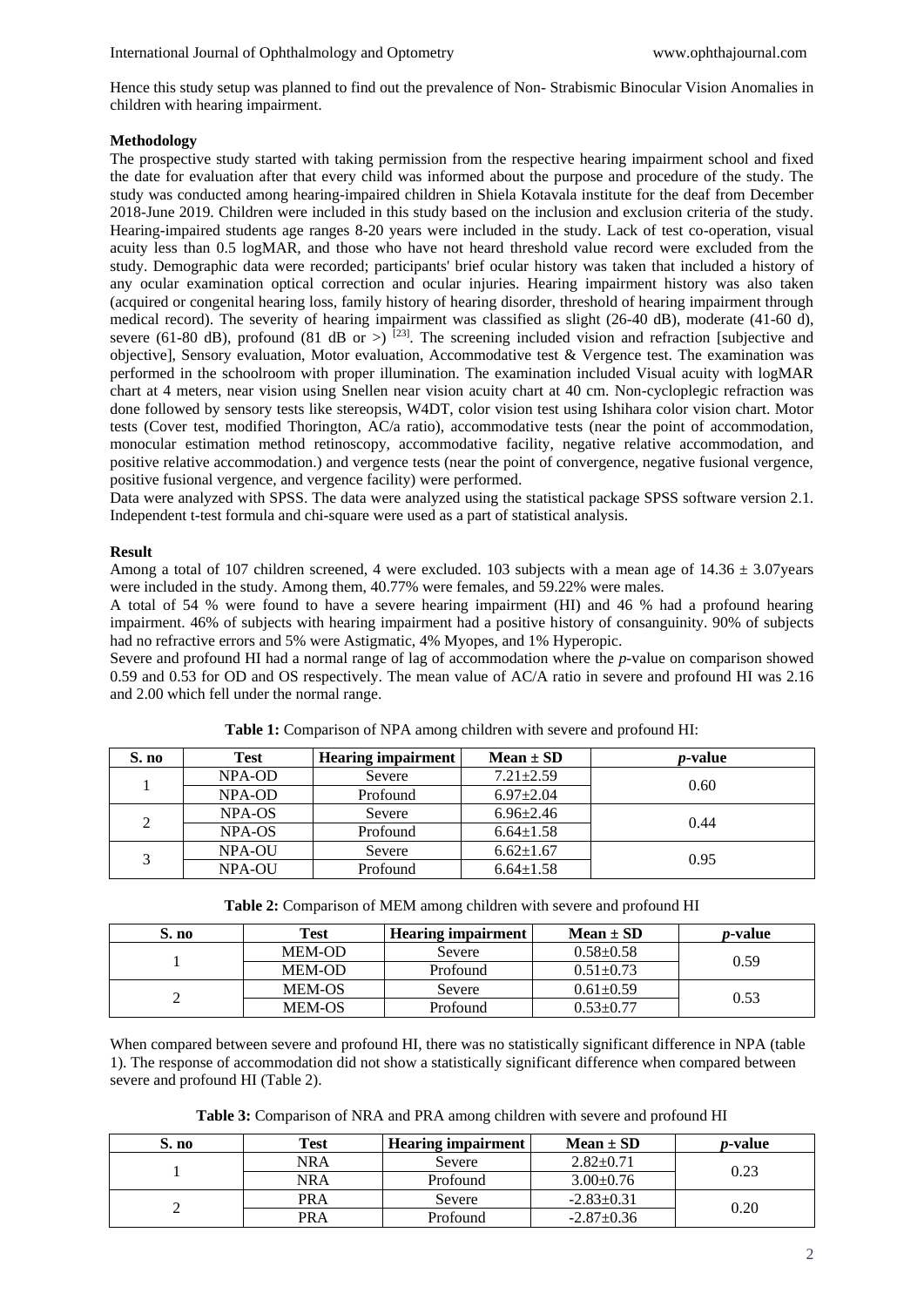Hence this study setup was planned to find out the prevalence of Non- Strabismic Binocular Vision Anomalies in children with hearing impairment.

**Methodology**

The prospective study started with taking permission from the respective hearing impairment school and fixed the date for evaluation after that every child was informed about the purpose and procedure of the study. The study was conducted among hearing-impaired children in Shiela Kotavala institute for the deaf from December 2018-June 2019. Children were included in this study based on the inclusion and exclusion criteria of the study. Hearing-impaired students age ranges 8-20 years were included in the study. Lack of test co-operation, visual acuity less than 0.5 logMAR, and those who have not heard threshold value record were excluded from the study. Demographic data were recorded; participants' brief ocular history was taken that included a history of any ocular examination optical correction and ocular injuries. Hearing impairment history was also taken (acquired or congenital hearing loss, family history of hearing disorder, threshold of hearing impairment through medical record). The severity of hearing impairment was classified as slight (26-40 dB), moderate (41-60 d), severe (61-80 dB), profound (81 dB or >) [23]. The screening included vision and refraction [subjective and objective], Sensory evaluation, Motor evaluation, Accommodative test & Vergence test. The examination was performed in the schoolroom with proper illumination. The examination included Visual acuity with logMAR chart at 4 meters, near vision using Snellen near vision acuity chart at 40 cm. Non-cycloplegic refraction was done followed by sensory tests like stereopsis, W4DT, color vision test using Ishihara color vision chart. Motor tests (Cover test, modified Thorington, AC/a ratio), accommodative tests (near the point of accommodation, monocular estimation method retinoscopy, accommodative facility, negative relative accommodation, and positive relative accommodation.) and vergence tests (near the point of convergence, negative fusional vergence, positive fusional vergence, and vergence facility) were performed.

Data were analyzed with SPSS. The data were analyzed using the statistical package SPSS software version 2.1. Independent t-test formula and chi-square were used as a part of statistical analysis.

**Result**

Among a total of 107 children screened, 4 were excluded. 103 subjects with a mean age of 14.36 ± 3.07years were included in the study. Among them, 40.77% were females, and 59.22% were males.

A total of 54 % were found to have a severe hearing impairment (HI) and 46 % had a profound hearing impairment. 46% of subjects with hearing impairment had a positive history of consanguinity. 90% of subjects had no refractive errors and 5% were Astigmatic, 4% Myopes, and 1% Hyperopic.

Severe and profound HI had a normal range of lag of accommodation where the *p*-value on comparison showed 0.59 and 0.53 for OD and OS respectively. The mean value of AC/A ratio in severe and profound HI was 2.16 and 2.00 which fell under the normal range.

**Table 1:** Comparison of NPA among children with severe and profound HI:

| S. no | Test | Hearing impairment | Mean ± SD | *p*-value |
|---|---|---|---|---|
| 1 | NPA-OD | Severe | 7.21±2.59 | 0.60 |
| | NPA-OD | Profound | 6.97±2.04 | |
| 2 | NPA-OS | Severe | 6.96±2.46 | 0.44 |
| | NPA-OS | Profound | 6.64±1.58 | |
| 3 | NPA-OU | Severe | 6.62±1.67 | 0.95 |
| | NPA-OU | Profound | 6.64±1.58 | |

**Table 2:** Comparison of MEM among children with severe and profound HI

| S. no | Test | Hearing impairment | Mean ± SD | *p*-value |
|---|---|---|---|---|
| 1 | MEM-OD | Severe | 0.58±0.58 | 0.59 |
| | MEM-OD | Profound | 0.51±0.73 | |
| 2 | MEM-OS | Severe | 0.61±0.59 | 0.53 |
| | MEM-OS | Profound | 0.53±0.77 | |

When compared between severe and profound HI, there was no statistically significant difference in NPA (table 1). The response of accommodation did not show a statistically significant difference when compared between severe and profound HI (Table 2).

**Table 3:** Comparison of NRA and PRA among children with severe and profound HI

| S. no | Test | Hearing impairment | Mean ± SD | *p*-value |
|---|---|---|---|---|
| 1 | NRA | Severe | 2.82±0.71 | 0.23 |
| | NRA | Profound | 3.00±0.76 | |
| 2 | PRA | Severe | -2.83±0.31 | 0.20 |
| | PRA | Profound | -2.87±0.36 | |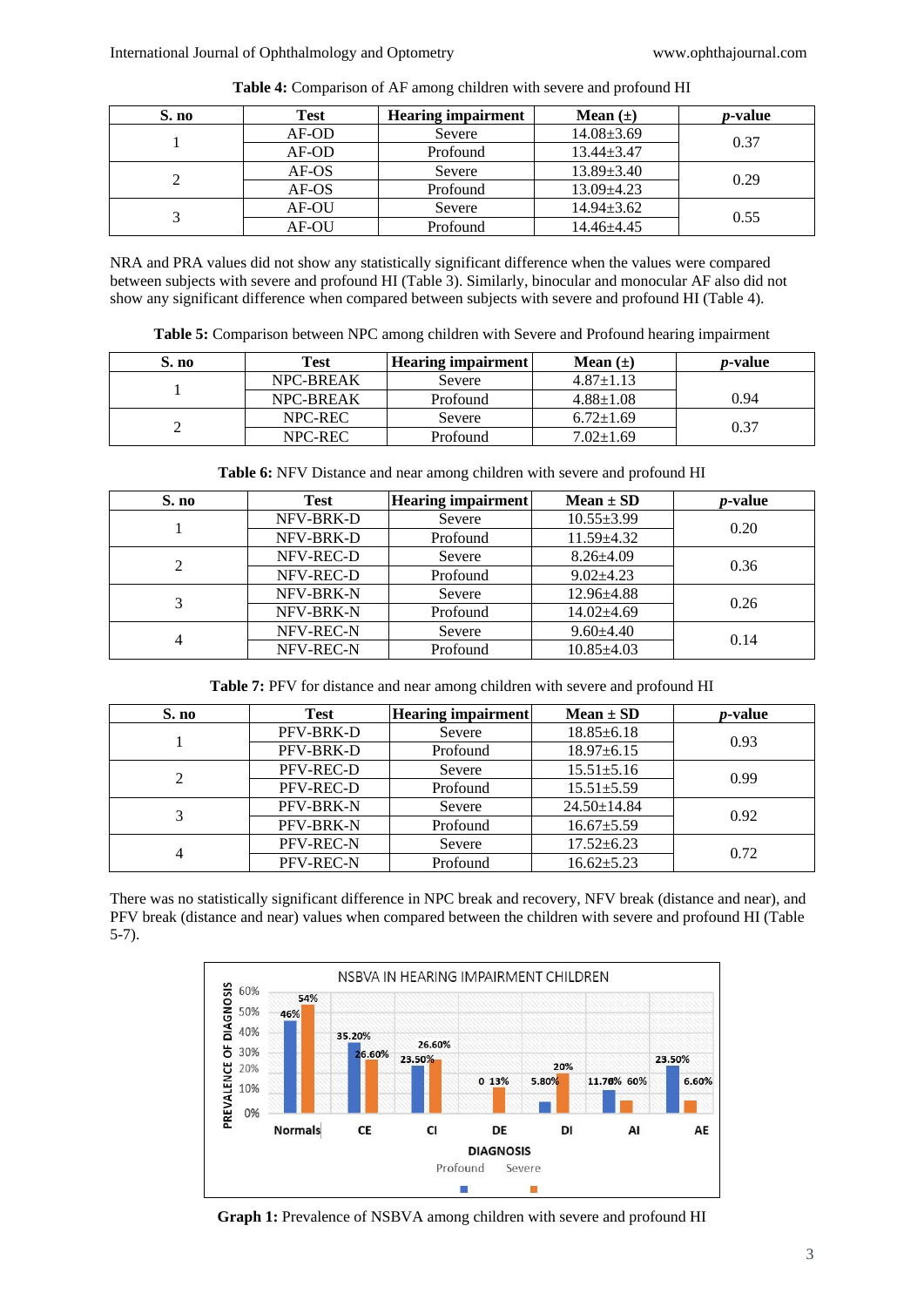**Table 4:** Comparison of AF among children with severe and profound HI

| S. no | Test | Hearing impairment | Mean (±) | *p*-value |
|---|---|---|---|---|
| 1 | AF-OD | Severe | 14.08±3.69 | 0.37 |
| | AF-OD | Profound | 13.44±3.47 | |
| 2 | AF-OS | Severe | 13.89±3.40 | 0.29 |
| | AF-OS | Profound | 13.09±4.23 | |
| 3 | AF-OU | Severe | 14.94±3.62 | 0.55 |
| | AF-OU | Profound | 14.46±4.45 | |

NRA and PRA values did not show any statistically significant difference when the values were compared between subjects with severe and profound HI (Table 3). Similarly, binocular and monocular AF also did not show any significant difference when compared between subjects with severe and profound HI (Table 4).

**Table 5:** Comparison between NPC among children with Severe and Profound hearing impairment

| S. no | Test | Hearing impairment | Mean (±) | *p*-value |
|---|---|---|---|---|
| 1 | NPC-BREAK | Severe | 4.87±1.13 | 0.94 |
| | NPC-BREAK | Profound | 4.88±1.08 | |
| 2 | NPC-REC | Severe | 6.72±1.69 | 0.37 |
| | NPC-REC | Profound | 7.02±1.69 | |

**Table 6:** NFV Distance and near among children with severe and profound HI

| S. no | Test | Hearing impairment | Mean ± SD | *p*-value |
|---|---|---|---|---|
| 1 | NFV-BRK-D | Severe | 10.55±3.99 | 0.20 |
| | NFV-BRK-D | Profound | 11.59±4.32 | |
| 2 | NFV-REC-D | Severe | 8.26±4.09 | 0.36 |
| | NFV-REC-D | Profound | 9.02±4.23 | |
| 3 | NFV-BRK-N | Severe | 12.96±4.88 | 0.26 |
| | NFV-BRK-N | Profound | 14.02±4.69 | |
| 4 | NFV-REC-N | Severe | 9.60±4.40 | 0.14 |
| | NFV-REC-N | Profound | 10.85±4.03 | |

**Table 7:** PFV for distance and near among children with severe and profound HI

| S. no | Test | Hearing impairment | Mean ± SD | *p*-value |
|---|---|---|---|---|
| 1 | PFV-BRK-D | Severe | 18.85±6.18 | 0.93 |
| | PFV-BRK-D | Profound | 18.97±6.15 | |
| 2 | PFV-REC-D | Severe | 15.51±5.16 | 0.99 |
| | PFV-REC-D | Profound | 15.51±5.59 | |
| 3 | PFV-BRK-N | Severe | 24.50±14.84 | 0.92 |
| | PFV-BRK-N | Profound | 16.67±5.59 | |
| 4 | PFV-REC-N | Severe | 17.52±6.23 | 0.72 |
| | PFV-REC-N | Profound | 16.62±5.23 | |

There was no statistically significant difference in NPC break and recovery, NFV break (distance and near), and PFV break (distance and near) values when compared between the children with severe and profound HI (Table 5-7).

**Graph 1:** Prevalence of NSBVA among children with severe and profound HI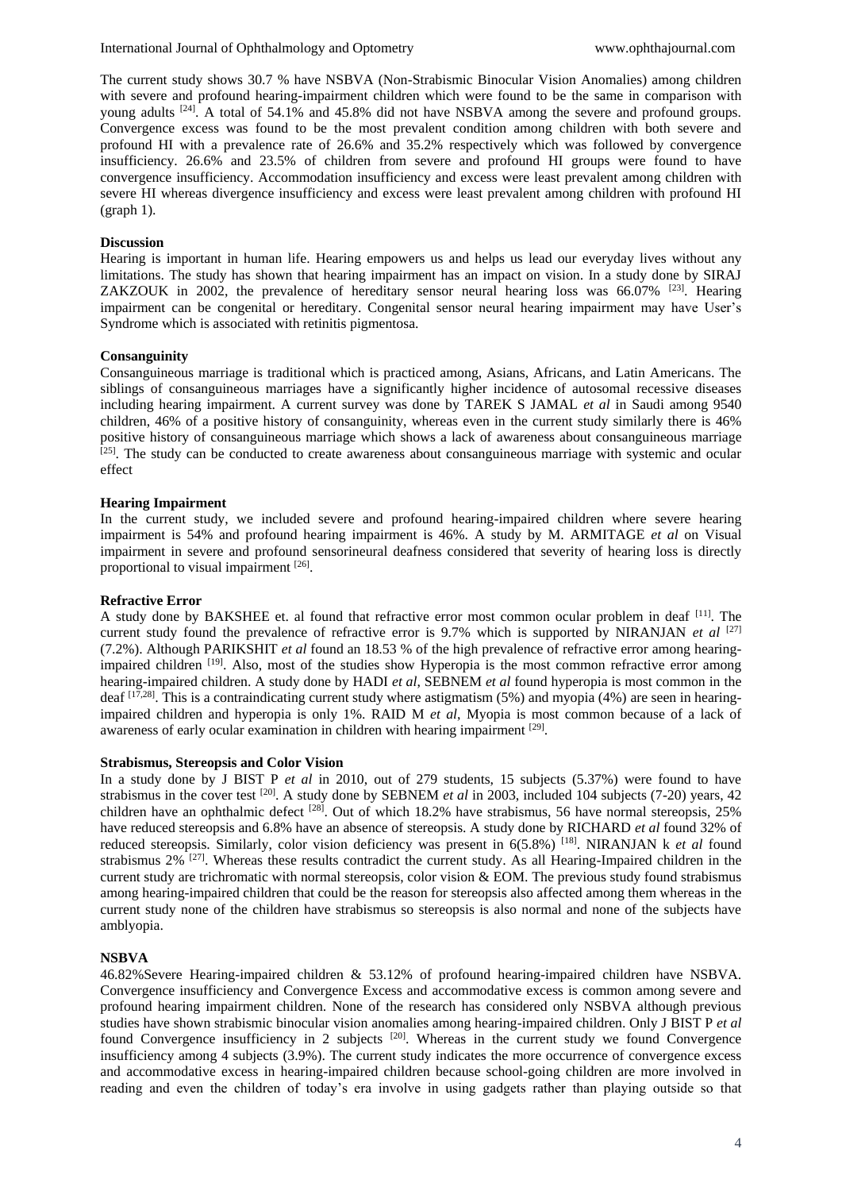The current study shows 30.7 % have NSBVA (Non-Strabismic Binocular Vision Anomalies) among children with severe and profound hearing-impairment children which were found to be the same in comparison with young adults [24]. A total of 54.1% and 45.8% did not have NSBVA among the severe and profound groups. Convergence excess was found to be the most prevalent condition among children with both severe and profound HI with a prevalence rate of 26.6% and 35.2% respectively which was followed by convergence insufficiency. 26.6% and 23.5% of children from severe and profound HI groups were found to have convergence insufficiency. Accommodation insufficiency and excess were least prevalent among children with severe HI whereas divergence insufficiency and excess were least prevalent among children with profound HI (graph 1).

**Discussion**

Hearing is important in human life. Hearing empowers us and helps us lead our everyday lives without any limitations. The study has shown that hearing impairment has an impact on vision. In a study done by SIRAJ ZAKZOUK in 2002, the prevalence of hereditary sensor neural hearing loss was 66.07% [23]. Hearing impairment can be congenital or hereditary. Congenital sensor neural hearing impairment may have User's Syndrome which is associated with retinitis pigmentosa.

**Consanguinity**

Consanguineous marriage is traditional which is practiced among, Asians, Africans, and Latin Americans. The siblings of consanguineous marriages have a significantly higher incidence of autosomal recessive diseases including hearing impairment. A current survey was done by TAREK S JAMAL *et al* in Saudi among 9540 children, 46% of a positive history of consanguinity, whereas even in the current study similarly there is 46% positive history of consanguineous marriage which shows a lack of awareness about consanguineous marriage [25]. The study can be conducted to create awareness about consanguineous marriage with systemic and ocular effect

**Hearing Impairment**

In the current study, we included severe and profound hearing-impaired children where severe hearing impairment is 54% and profound hearing impairment is 46%. A study by M. ARMITAGE *et al* on Visual impairment in severe and profound sensorineural deafness considered that severity of hearing loss is directly proportional to visual impairment [26].

**Refractive Error**

A study done by BAKSHEE et. al found that refractive error most common ocular problem in deaf [11]. The current study found the prevalence of refractive error is 9.7% which is supported by NIRANJAN *et al* [27] (7.2%). Although PARIKSHIT *et al* found an 18.53 % of the high prevalence of refractive error among hearing-impaired children [19]. Also, most of the studies show Hyperopia is the most common refractive error among hearing-impaired children. A study done by HADI *et al,* SEBNEM *et al* found hyperopia is most common in the deaf [17,28]. This is a contraindicating current study where astigmatism (5%) and myopia (4%) are seen in hearing-impaired children and hyperopia is only 1%. RAID M *et al*, Myopia is most common because of a lack of awareness of early ocular examination in children with hearing impairment [29].

**Strabismus, Stereopsis and Color Vision**

In a study done by J BIST P *et al* in 2010, out of 279 students, 15 subjects (5.37%) were found to have strabismus in the cover test [20]. A study done by SEBNEM *et al* in 2003, included 104 subjects (7-20) years, 42 children have an ophthalmic defect [28]. Out of which 18.2% have strabismus, 56 have normal stereopsis, 25% have reduced stereopsis and 6.8% have an absence of stereopsis. A study done by RICHARD *et al* found 32% of reduced stereopsis. Similarly, color vision deficiency was present in 6(5.8%) [18]. NIRANJAN k *et al* found strabismus 2% [27]. Whereas these results contradict the current study. As all Hearing-Impaired children in the current study are trichromatic with normal stereopsis, color vision & EOM. The previous study found strabismus among hearing-impaired children that could be the reason for stereopsis also affected among them whereas in the current study none of the children have strabismus so stereopsis is also normal and none of the subjects have amblyopia.

**NSBVA**

46.82%Severe Hearing-impaired children & 53.12% of profound hearing-impaired children have NSBVA. Convergence insufficiency and Convergence Excess and accommodative excess is common among severe and profound hearing impairment children. None of the research has considered only NSBVA although previous studies have shown strabismic binocular vision anomalies among hearing-impaired children. Only J BIST P *et al* found Convergence insufficiency in 2 subjects [20]. Whereas in the current study we found Convergence insufficiency among 4 subjects (3.9%). The current study indicates the more occurrence of convergence excess and accommodative excess in hearing-impaired children because school-going children are more involved in reading and even the children of today's era involve in using gadgets rather than playing outside so that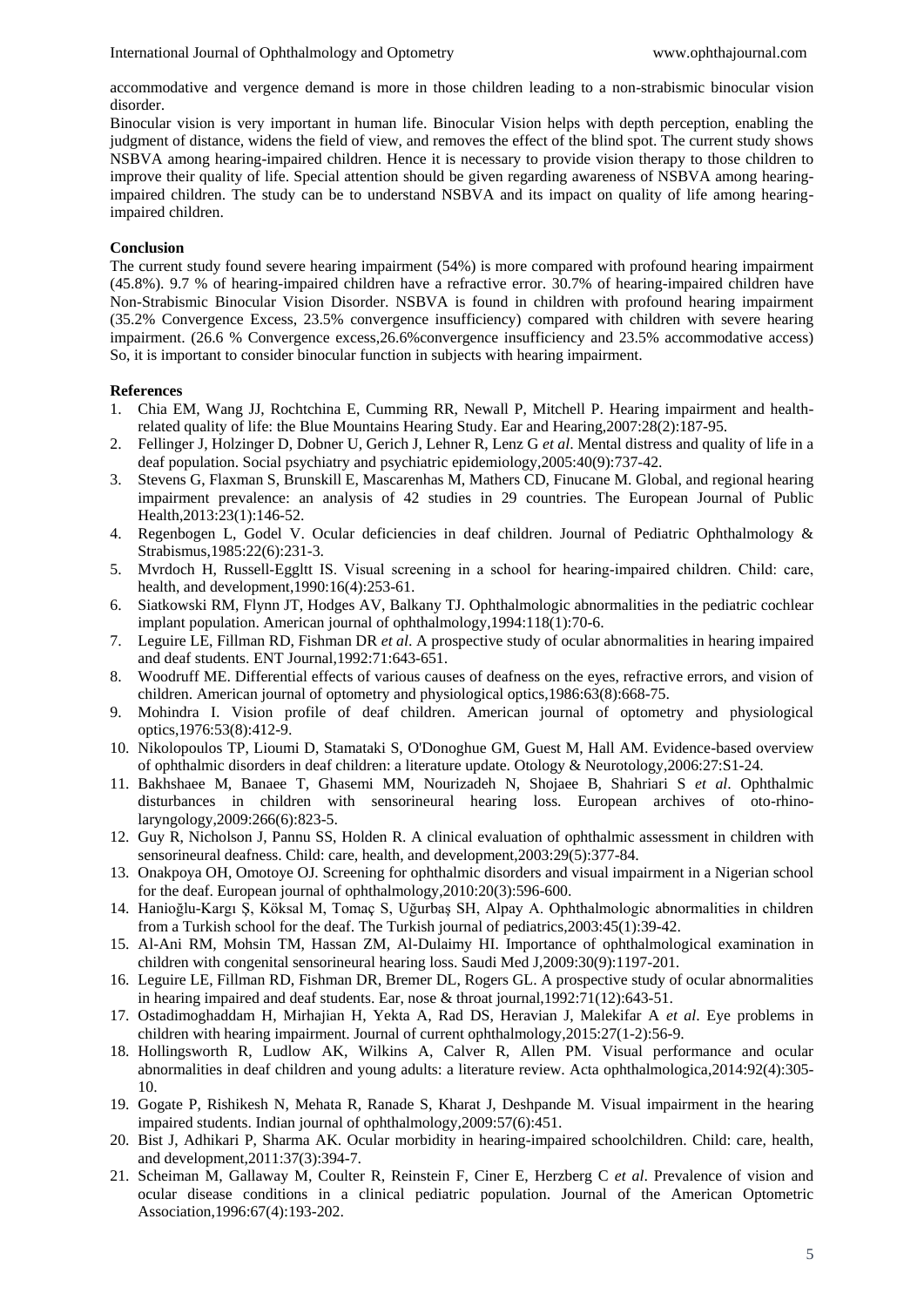accommodative and vergence demand is more in those children leading to a non-strabismic binocular vision disorder.

Binocular vision is very important in human life. Binocular Vision helps with depth perception, enabling the judgment of distance, widens the field of view, and removes the effect of the blind spot. The current study shows NSBVA among hearing-impaired children. Hence it is necessary to provide vision therapy to those children to improve their quality of life. Special attention should be given regarding awareness of NSBVA among hearing-impaired children. The study can be to understand NSBVA and its impact on quality of life among hearing-impaired children.

**Conclusion**

The current study found severe hearing impairment (54%) is more compared with profound hearing impairment (45.8%). 9.7 % of hearing-impaired children have a refractive error. 30.7% of hearing-impaired children have Non-Strabismic Binocular Vision Disorder. NSBVA is found in children with profound hearing impairment (35.2% Convergence Excess, 23.5% convergence insufficiency) compared with children with severe hearing impairment. (26.6 % Convergence excess,26.6%convergence insufficiency and 23.5% accommodative access) So, it is important to consider binocular function in subjects with hearing impairment.

**References**

1. Chia EM, Wang JJ, Rochtchina E, Cumming RR, Newall P, Mitchell P. Hearing impairment and health-related quality of life: the Blue Mountains Hearing Study. Ear and Hearing,2007:28(2):187-95.
2. Fellinger J, Holzinger D, Dobner U, Gerich J, Lehner R, Lenz G *et al*. Mental distress and quality of life in a deaf population. Social psychiatry and psychiatric epidemiology,2005:40(9):737-42.
3. Stevens G, Flaxman S, Brunskill E, Mascarenhas M, Mathers CD, Finucane M. Global, and regional hearing impairment prevalence: an analysis of 42 studies in 29 countries. The European Journal of Public Health,2013:23(1):146-52.
4. Regenbogen L, Godel V. Ocular deficiencies in deaf children. Journal of Pediatric Ophthalmology & Strabismus,1985:22(6):231-3.
5. Mvrdoch H, Russell-Eggltt IS. Visual screening in a school for hearing-impaired children. Child: care, health, and development,1990:16(4):253-61.
6. Siatkowski RM, Flynn JT, Hodges AV, Balkany TJ. Ophthalmologic abnormalities in the pediatric cochlear implant population. American journal of ophthalmology,1994:118(1):70-6.
7. Leguire LE, Fillman RD, Fishman DR *et al*. A prospective study of ocular abnormalities in hearing impaired and deaf students. ENT Journal,1992:71:643-651.
8. Woodruff ME. Differential effects of various causes of deafness on the eyes, refractive errors, and vision of children. American journal of optometry and physiological optics,1986:63(8):668-75.
9. Mohindra I. Vision profile of deaf children. American journal of optometry and physiological optics,1976:53(8):412-9.
10. Nikolopoulos TP, Lioumi D, Stamataki S, O'Donoghue GM, Guest M, Hall AM. Evidence-based overview of ophthalmic disorders in deaf children: a literature update. Otology & Neurotology,2006:27:S1-24.
11. Bakhshaee M, Banaee T, Ghasemi MM, Nourizadeh N, Shojaee B, Shahriari S *et al*. Ophthalmic disturbances in children with sensorineural hearing loss. European archives of oto-rhino-laryngology,2009:266(6):823-5.
12. Guy R, Nicholson J, Pannu SS, Holden R. A clinical evaluation of ophthalmic assessment in children with sensorineural deafness. Child: care, health, and development,2003:29(5):377-84.
13. Onakpoya OH, Omotoye OJ. Screening for ophthalmic disorders and visual impairment in a Nigerian school for the deaf. European journal of ophthalmology,2010:20(3):596-600.
14. Hanioğlu-Kargı Ş, Köksal M, Tomaç S, Uğurbaş SH, Alpay A. Ophthalmologic abnormalities in children from a Turkish school for the deaf. The Turkish journal of pediatrics,2003:45(1):39-42.
15. Al-Ani RM, Mohsin TM, Hassan ZM, Al-Dulaimy HI. Importance of ophthalmological examination in children with congenital sensorineural hearing loss. Saudi Med J,2009:30(9):1197-201.
16. Leguire LE, Fillman RD, Fishman DR, Bremer DL, Rogers GL. A prospective study of ocular abnormalities in hearing impaired and deaf students. Ear, nose & throat journal,1992:71(12):643-51.
17. Ostadimoghaddam H, Mirhajian H, Yekta A, Rad DS, Heravian J, Malekifar A *et al*. Eye problems in children with hearing impairment. Journal of current ophthalmology,2015:27(1-2):56-9.
18. Hollingsworth R, Ludlow AK, Wilkins A, Calver R, Allen PM. Visual performance and ocular abnormalities in deaf children and young adults: a literature review. Acta ophthalmologica,2014:92(4):305-10.
19. Gogate P, Rishikesh N, Mehata R, Ranade S, Kharat J, Deshpande M. Visual impairment in the hearing impaired students. Indian journal of ophthalmology,2009:57(6):451.
20. Bist J, Adhikari P, Sharma AK. Ocular morbidity in hearing-impaired schoolchildren. Child: care, health, and development,2011:37(3):394-7.
21. Scheiman M, Gallaway M, Coulter R, Reinstein F, Ciner E, Herzberg C *et al*. Prevalence of vision and ocular disease conditions in a clinical pediatric population. Journal of the American Optometric Association,1996:67(4):193-202.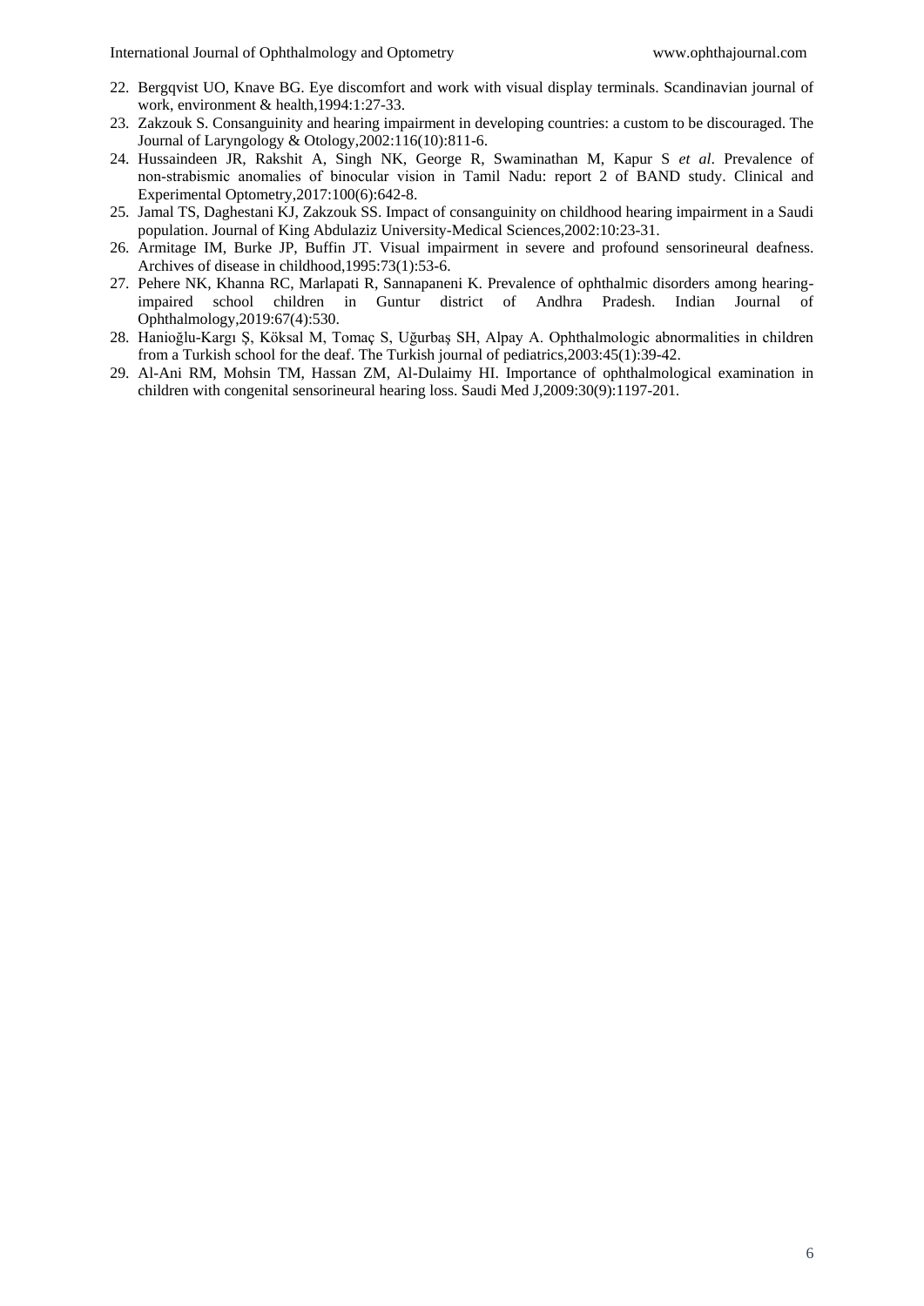22. Bergqvist UO, Knave BG. Eye discomfort and work with visual display terminals. Scandinavian journal of work, environment & health,1994:1:27-33.
23. Zakzouk S. Consanguinity and hearing impairment in developing countries: a custom to be discouraged. The Journal of Laryngology & Otology,2002:116(10):811-6.
24. Hussaindeen JR, Rakshit A, Singh NK, George R, Swaminathan M, Kapur S *et al*. Prevalence of non-strabismic anomalies of binocular vision in Tamil Nadu: report 2 of BAND study. Clinical and Experimental Optometry,2017:100(6):642-8.
25. Jamal TS, Daghestani KJ, Zakzouk SS. Impact of consanguinity on childhood hearing impairment in a Saudi population. Journal of King Abdulaziz University-Medical Sciences,2002:10:23-31.
26. Armitage IM, Burke JP, Buffin JT. Visual impairment in severe and profound sensorineural deafness. Archives of disease in childhood,1995:73(1):53-6.
27. Pehere NK, Khanna RC, Marlapati R, Sannapaneni K. Prevalence of ophthalmic disorders among hearing-impaired school children in Guntur district of Andhra Pradesh. Indian Journal of Ophthalmology,2019:67(4):530.
28. Hanioğlu-Kargı Ş, Köksal M, Tomaç S, Uğurbaş SH, Alpay A. Ophthalmologic abnormalities in children from a Turkish school for the deaf. The Turkish journal of pediatrics,2003:45(1):39-42.
29. Al-Ani RM, Mohsin TM, Hassan ZM, Al-Dulaimy HI. Importance of ophthalmological examination in children with congenital sensorineural hearing loss. Saudi Med J,2009:30(9):1197-201.